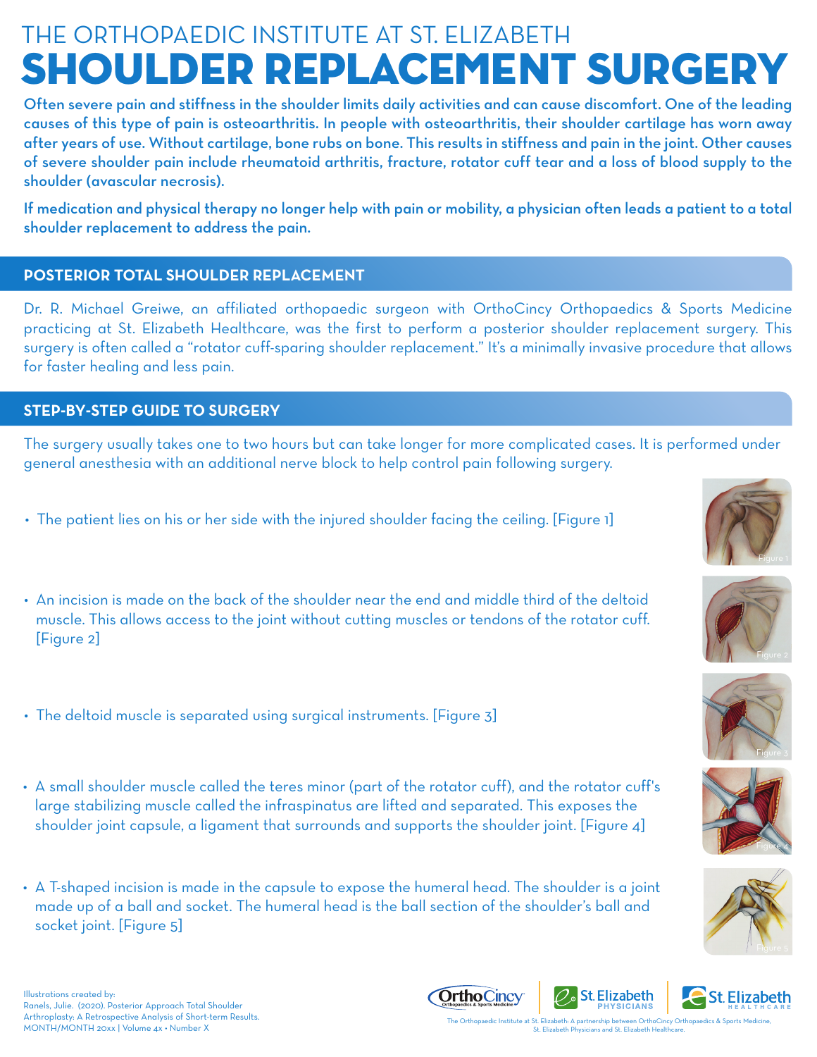THE ORTHOPAEDIC INSTITUTE AT ST. ELIZABETH

# SHOULDER REPLACEMENT SURGERY

**Often severe pain and stiffness in the shoulder limits daily activities and can cause discomfort. One of the leading causes of this type of pain is osteoarthritis. In people with osteoarthritis, their shoulder cartilage has worn away after years of use. Without cartilage, bone rubs on bone. This results in stiffness and pain in the joint. Other causes of severe shoulder pain include rheumatoid arthritis, fracture, rotator cuff tear and a loss of blood supply to the shoulder (avascular necrosis).**

**If medication and physical therapy no longer help with pain or mobility, a physician often leads a patient to a total shoulder replacement to address the pain.**

## POSTERIOR TOTAL SHOULDER REPLACEMENT

Dr. R. Michael Greiwe, an affiliated orthopaedic surgeon with OrthoCincy Orthopaedics & Sports Medicine practicing at St. Elizabeth Healthcare, was the first to perform a posterior shoulder replacement surgery. This surgery is often called a "rotator cuff-sparing shoulder replacement." It's a minimally invasive procedure that allows for faster healing and less pain.

## STEP-BY-STEP GUIDE TO SURGERY

The surgery usually takes one to two hours but can take longer for more complicated cases. It is performed under general anesthesia with an additional nerve block to help control pain following surgery.

- The patient lies on his or her side with the injured shoulder facing the ceiling. [Figure 1]
- An incision is made on the back of the shoulder near the end and middle third of the deltoid muscle. This allows access to the joint without cutting muscles or tendons of the rotator cuff. [Figure 2]
- The deltoid muscle is separated using surgical instruments. [Figure 3]
- A small shoulder muscle called the teres minor (part of the rotator cuff), and the rotator cuff's large stabilizing muscle called the infraspinatus are lifted and separated. This exposes the shoulder joint capsule, a ligament that surrounds and supports the shoulder joint. [Figure 4]
- A T-shaped incision is made in the capsule to expose the humeral head. The shoulder is a joint made up of a ball and socket. The humeral head is the ball section of the shoulder's ball and socket joint. [Figure 5]

Figure 1

Figure 2

Figure 3

Figure 4

Figure 5

Illustrations created by:
Ranels, Julie. (2020). Posterior Approach Total Shoulder Arthroplasty: A Retrospective Analysis of Short-term Results.

The Orthopaedic Institute at St. Elizabeth: A partnership between OrthoCincy Orthopaedics & Sports Medicine, St. Elizabeth Physicians and St. Elizabeth Healthcare.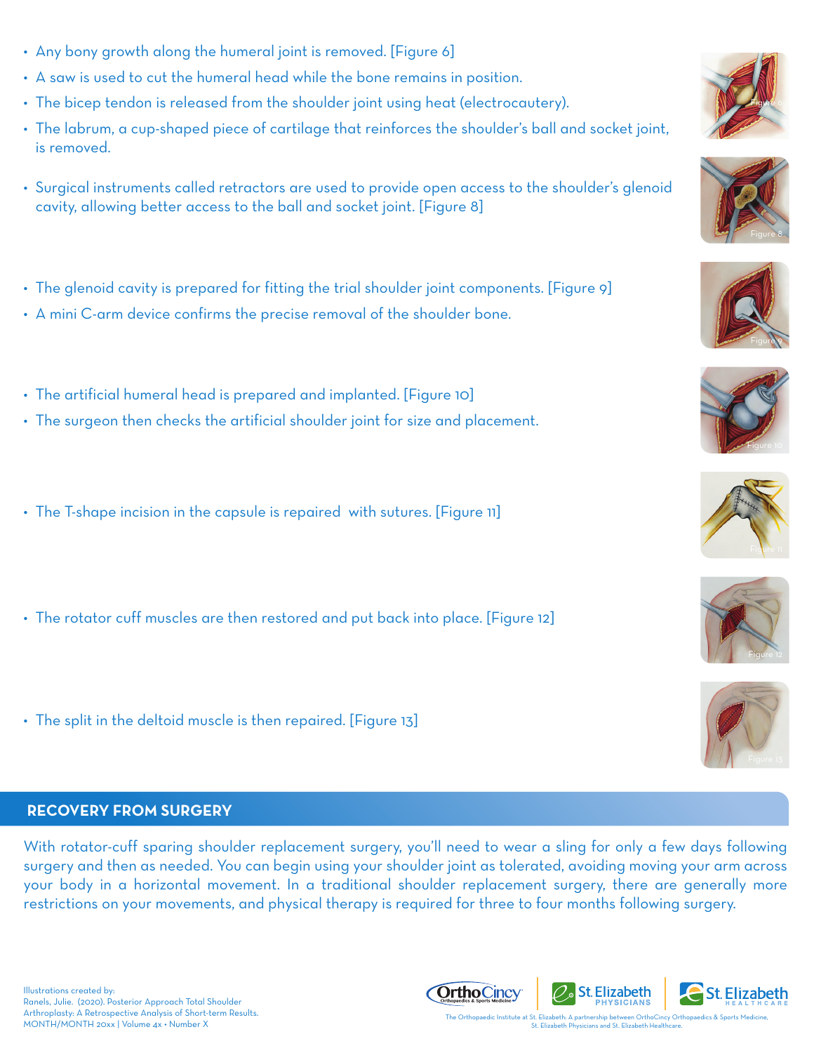- Any bony growth along the humeral joint is removed. [Figure 6]
- A saw is used to cut the humeral head while the bone remains in position.
- The bicep tendon is released from the shoulder joint using heat (electrocautery).
- The labrum, a cup-shaped piece of cartilage that reinforces the shoulder's ball and socket joint, is removed.
- Surgical instruments called retractors are used to provide open access to the shoulder's glenoid cavity, allowing better access to the ball and socket joint. [Figure 8]
- The glenoid cavity is prepared for fitting the trial shoulder joint components. [Figure 9]
- A mini C-arm device confirms the precise removal of the shoulder bone.
- The artificial humeral head is prepared and implanted. [Figure 10]
- The surgeon then checks the artificial shoulder joint for size and placement.
- The T-shape incision in the capsule is repaired with sutures. [Figure 11]
- The rotator cuff muscles are then restored and put back into place. [Figure 12]
- The split in the deltoid muscle is then repaired. [Figure 13]

Figure 6

Figure 8

Figure 9

Figure 10

Figure 11

Figure 12

Figure 13

## RECOVERY FROM SURGERY

With rotator-cuff sparing shoulder replacement surgery, you'll need to wear a sling for only a few days following surgery and then as needed. You can begin using your shoulder joint as tolerated, avoiding moving your arm across your body in a horizontal movement. In a traditional shoulder replacement surgery, there are generally more restrictions on your movements, and physical therapy is required for three to four months following surgery.

Illustrations created by:
Ranels, Julie. (2020). Posterior Approach Total Shoulder Arthroplasty: A Retrospective Analysis of Short-term Results.

The Orthopaedic Institute at St. Elizabeth: A partnership between OrthoCincy Orthopaedics & Sports Medicine, St. Elizabeth Physicians and St. Elizabeth Healthcare.